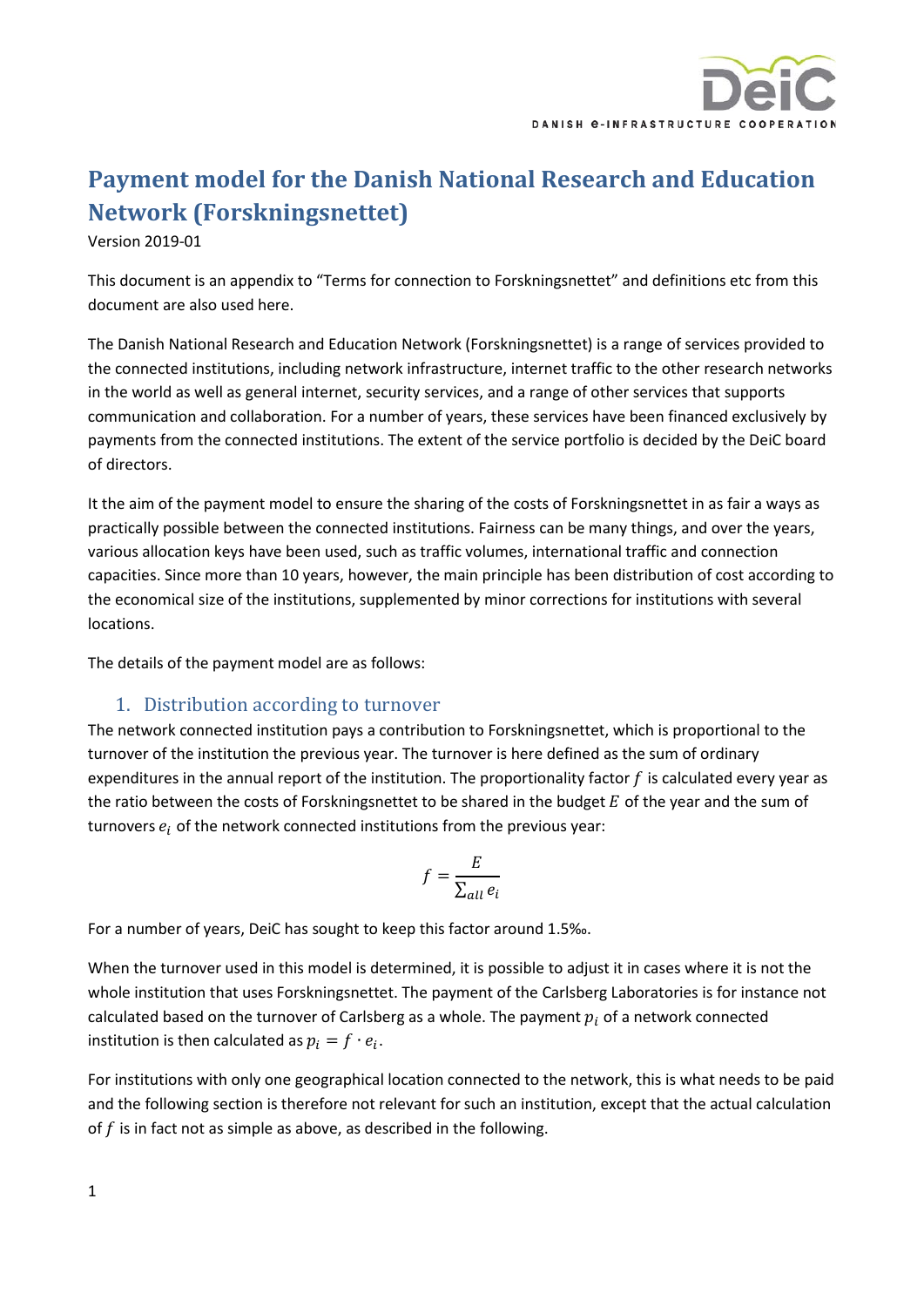# Payment model for the Danish National Research and Education Network (Forskningsnettet)

Version 2019-01

This document is an appendix to "Terms for connection to Forskningsnettet" and definitions etc from this document are also used here.

The Danish National Research and Education Network (Forskningsnettet) is a range of services provided to the connected institutions, including network infrastructure, internet traffic to the other research networks in the world as well as general internet, security services, and a range of other services that supports communication and collaboration. For a number of years, these services have been financed exclusively by payments from the connected institutions. The extent of the service portfolio is decided by the DeiC board of directors.

It the aim of the payment model to ensure the sharing of the costs of Forskningsnettet in as fair a ways as practically possible between the connected institutions. Fairness can be many things, and over the years, various allocation keys have been used, such as traffic volumes, international traffic and connection capacities. Since more than 10 years, however, the main principle has been distribution of cost according to the economical size of the institutions, supplemented by minor corrections for institutions with several locations.

The details of the payment model are as follows:

## 1. Distribution according to turnover

The network connected institution pays a contribution to Forskningsnettet, which is proportional to the turnover of the institution the previous year. The turnover is here defined as the sum of ordinary expenditures in the annual report of the institution. The proportionality factor $f$ is calculated every year as the ratio between the costs of Forskningsnettet to be shared in the budget $E$ of the year and the sum of turnovers $e_i$ of the network connected institutions from the previous year:

$$f = \frac{E}{\sum_{all} e_i}$$

For a number of years, DeiC has sought to keep this factor around 1.5‰.

When the turnover used in this model is determined, it is possible to adjust it in cases where it is not the whole institution that uses Forskningsnettet. The payment of the Carlsberg Laboratories is for instance not calculated based on the turnover of Carlsberg as a whole. The payment $p_i$ of a network connected institution is then calculated as $p_i = f \cdot e_i$.

For institutions with only one geographical location connected to the network, this is what needs to be paid and the following section is therefore not relevant for such an institution, except that the actual calculation of $f$ is in fact not as simple as above, as described in the following.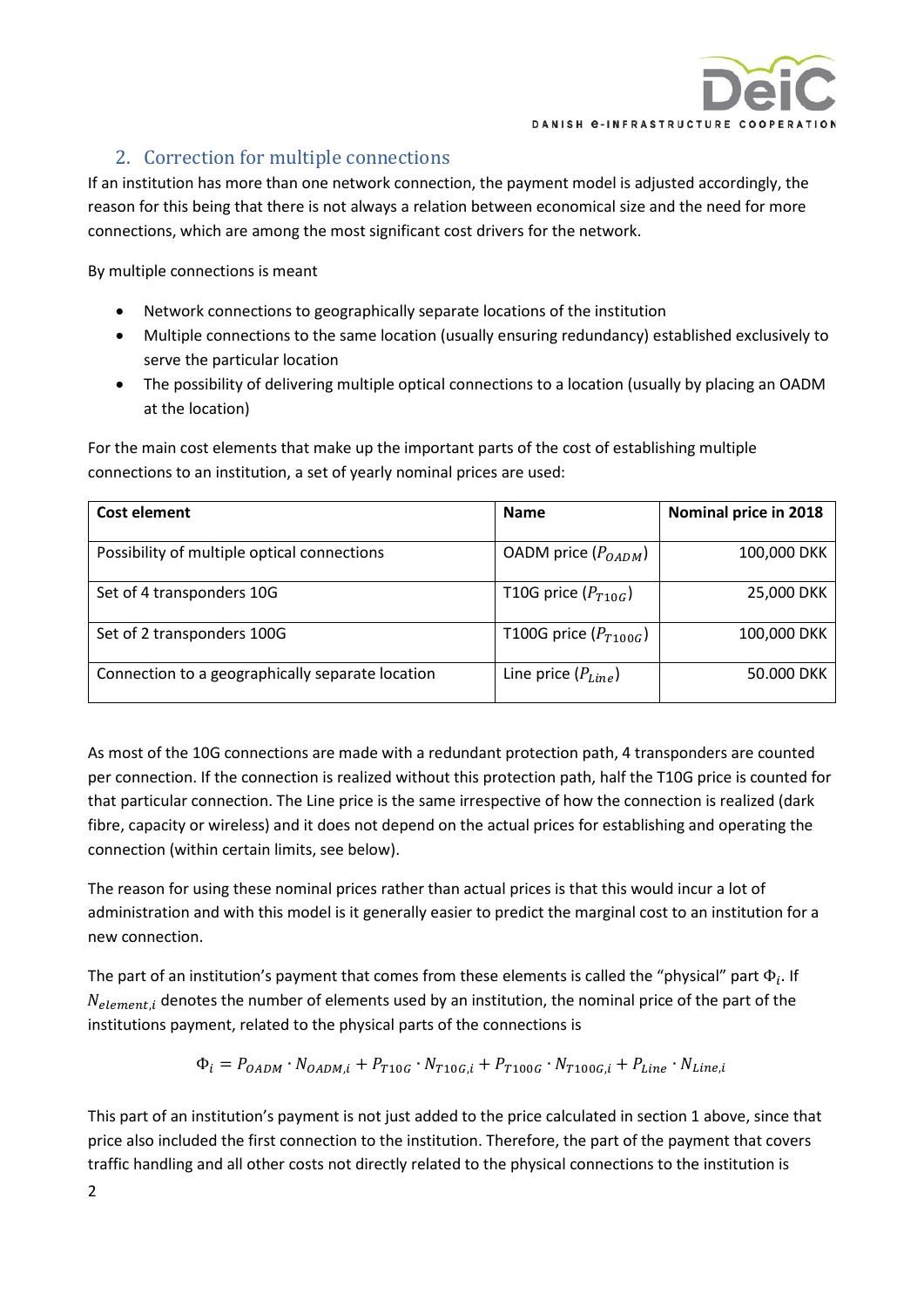## 2. Correction for multiple connections

If an institution has more than one network connection, the payment model is adjusted accordingly, the reason for this being that there is not always a relation between economical size and the need for more connections, which are among the most significant cost drivers for the network.

By multiple connections is meant

- Network connections to geographically separate locations of the institution
- Multiple connections to the same location (usually ensuring redundancy) established exclusively to serve the particular location
- The possibility of delivering multiple optical connections to a location (usually by placing an OADM at the location)

For the main cost elements that make up the important parts of the cost of establishing multiple connections to an institution, a set of yearly nominal prices are used:

| Cost element | Name | Nominal price in 2018 |
|---|---|---|
| Possibility of multiple optical connections | OADM price ($P_{OADM}$) | 100,000 DKK |
| Set of 4 transponders 10G | T10G price ($P_{T10G}$) | 25,000 DKK |
| Set of 2 transponders 100G | T100G price ($P_{T100G}$) | 100,000 DKK |
| Connection to a geographically separate location | Line price ($P_{Line}$) | 50.000 DKK |

As most of the 10G connections are made with a redundant protection path, 4 transponders are counted per connection. If the connection is realized without this protection path, half the T10G price is counted for that particular connection. The Line price is the same irrespective of how the connection is realized (dark fibre, capacity or wireless) and it does not depend on the actual prices for establishing and operating the connection (within certain limits, see below).

The reason for using these nominal prices rather than actual prices is that this would incur a lot of administration and with this model is it generally easier to predict the marginal cost to an institution for a new connection.

The part of an institution's payment that comes from these elements is called the "physical" part $\Phi_i$. If $N_{element,i}$ denotes the number of elements used by an institution, the nominal price of the part of the institutions payment, related to the physical parts of the connections is

$$\Phi_i = P_{OADM} \cdot N_{OADM,i} + P_{T10G} \cdot N_{T10G,i} + P_{T100G} \cdot N_{T100G,i} + P_{Line} \cdot N_{Line,i}$$

This part of an institution's payment is not just added to the price calculated in section 1 above, since that price also included the first connection to the institution. Therefore, the part of the payment that covers traffic handling and all other costs not directly related to the physical connections to the institution is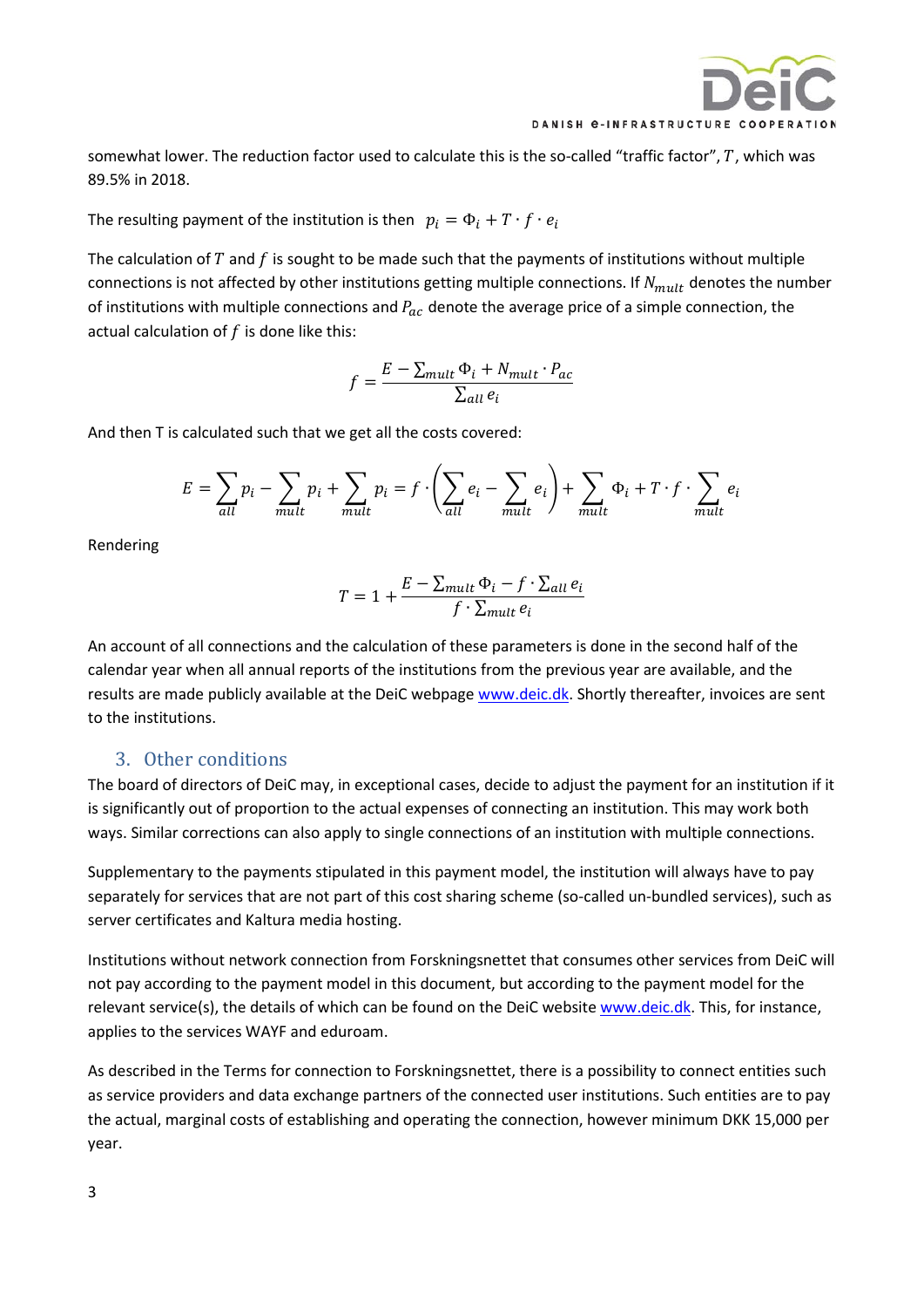somewhat lower. The reduction factor used to calculate this is the so-called "traffic factor", $T$, which was 89.5% in 2018.

The resulting payment of the institution is then $p_i = \Phi_i + T \cdot f \cdot e_i$

The calculation of $T$ and $f$ is sought to be made such that the payments of institutions without multiple connections is not affected by other institutions getting multiple connections. If $N_{mult}$ denotes the number of institutions with multiple connections and $P_{ac}$ denote the average price of a simple connection, the actual calculation of $f$ is done like this:

$$f = \frac{E - \sum_{mult} \Phi_i + N_{mult} \cdot P_{ac}}{\sum_{all} e_i}$$

And then T is calculated such that we get all the costs covered:

$$E = \sum_{all} p_i - \sum_{mult} p_i + \sum_{mult} p_i = f \cdot \left( \sum_{all} e_i - \sum_{mult} e_i \right) + \sum_{mult} \Phi_i + T \cdot f \cdot \sum_{mult} e_i$$

Rendering

$$T = 1 + \frac{E - \sum_{mult} \Phi_i - f \cdot \sum_{all} e_i}{f \cdot \sum_{mult} e_i}$$

An account of all connections and the calculation of these parameters is done in the second half of the calendar year when all annual reports of the institutions from the previous year are available, and the results are made publicly available at the DeiC webpage www.deic.dk. Shortly thereafter, invoices are sent to the institutions.

## 3. Other conditions

The board of directors of DeiC may, in exceptional cases, decide to adjust the payment for an institution if it is significantly out of proportion to the actual expenses of connecting an institution. This may work both ways. Similar corrections can also apply to single connections of an institution with multiple connections.

Supplementary to the payments stipulated in this payment model, the institution will always have to pay separately for services that are not part of this cost sharing scheme (so-called un-bundled services), such as server certificates and Kaltura media hosting.

Institutions without network connection from Forskningsnettet that consumes other services from DeiC will not pay according to the payment model in this document, but according to the payment model for the relevant service(s), the details of which can be found on the DeiC website www.deic.dk. This, for instance, applies to the services WAYF and eduroam.

As described in the Terms for connection to Forskningsnettet, there is a possibility to connect entities such as service providers and data exchange partners of the connected user institutions. Such entities are to pay the actual, marginal costs of establishing and operating the connection, however minimum DKK 15,000 per year.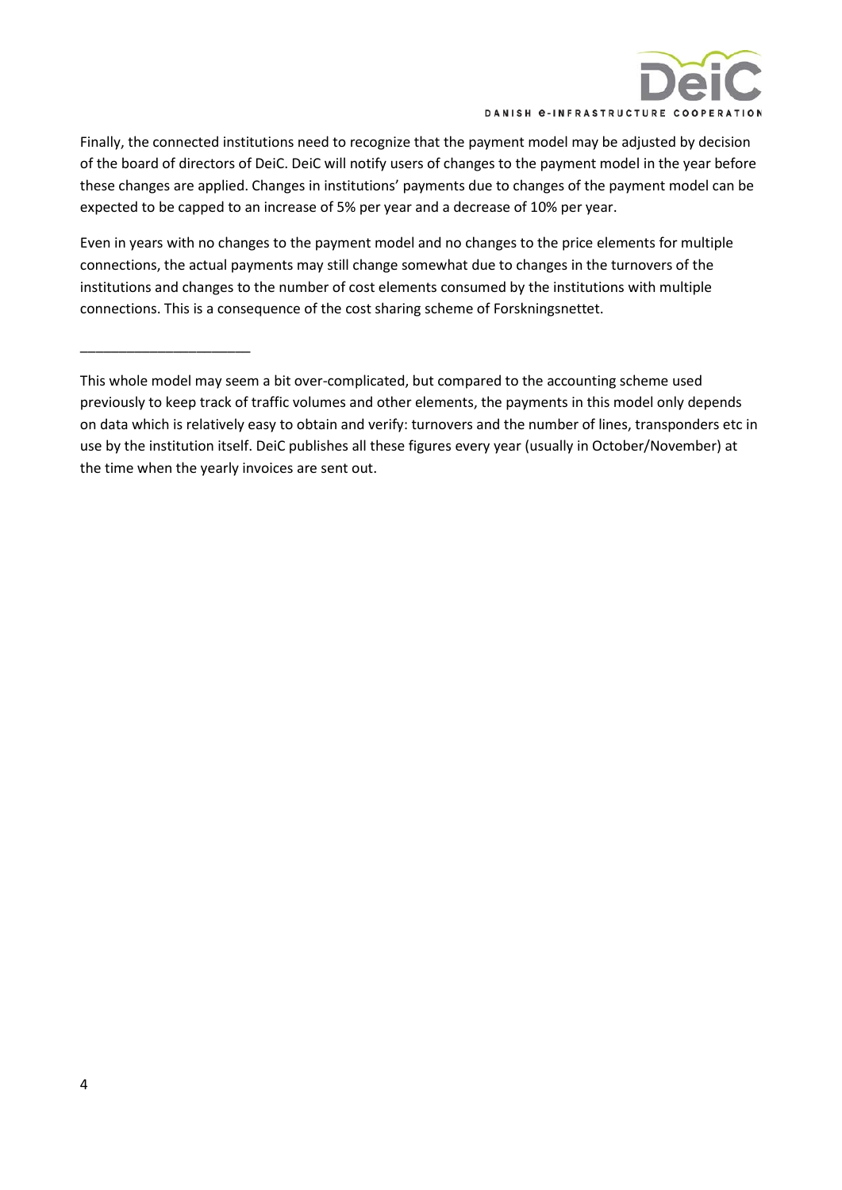Finally, the connected institutions need to recognize that the payment model may be adjusted by decision of the board of directors of DeiC. DeiC will notify users of changes to the payment model in the year before these changes are applied. Changes in institutions' payments due to changes of the payment model can be expected to be capped to an increase of 5% per year and a decrease of 10% per year.

Even in years with no changes to the payment model and no changes to the price elements for multiple connections, the actual payments may still change somewhat due to changes in the turnovers of the institutions and changes to the number of cost elements consumed by the institutions with multiple connections. This is a consequence of the cost sharing scheme of Forskningsnettet.

______________________

This whole model may seem a bit over-complicated, but compared to the accounting scheme used previously to keep track of traffic volumes and other elements, the payments in this model only depends on data which is relatively easy to obtain and verify: turnovers and the number of lines, transponders etc in use by the institution itself. DeiC publishes all these figures every year (usually in October/November) at the time when the yearly invoices are sent out.